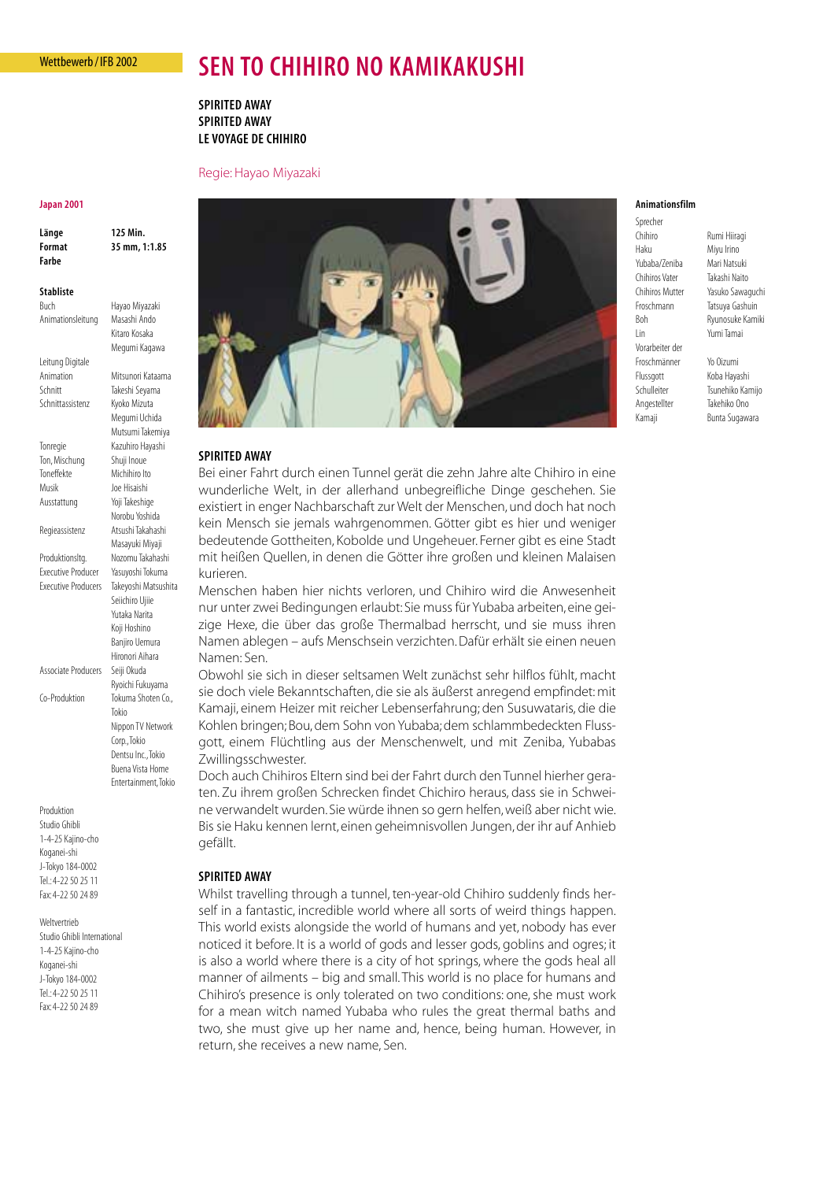Wettbewerb / IFB 2002

# SEN TO CHIHIRO NO KAMIKAKUSHI

**SPIRITED AWAY**
**SPIRITED AWAY**
**LE VOYAGE DE CHIHIRO**

Regie: Hayao Miyazaki

**Japan 2001**

| | |
|---|---|
| **Länge** | **125 Min.** |
| **Format** | **35 mm, 1:1.85** |
| **Farbe** | |

**Stabliste**

| | |
|---|---|
| Buch | Hayao Miyazaki |
| Animationsleitung | Masashi Ando, Kitaro Kosaka, Megumi Kagawa |
| Leitung Digitale Animation | Mitsunori Kataama |
| Schnitt | Takeshi Seyama |
| Schnittassistenz | Kyoko Mizuta, Megumi Uchida, Mutsumi Takemiya |
| Tonregie | Kazuhiro Hayashi |
| Ton, Mischung | Shuji Inoue |
| Toneffekte | Michihiro Ito |
| Musik | Joe Hisaishi |
| Ausstattung | Yoji Takeshige, Norobu Yoshida |
| Regieassistenz | Atsushi Takahashi, Masayuki Miyaji |
| Produktionsltg. | Nozomu Takahashi |
| Executive Producer | Yasuyoshi Tokuma |
| Executive Producers | Takeyoshi Matsushita, Seiichiro Ujiie, Yutaka Narita, Koji Hoshino, Banjiro Uemura, Hironori Aihara |
| Associate Producers | Seiji Okuda, Ryoichi Fukuyama |
| Co-Produktion | Tokuma Shoten Co., Tokio; Nippon TV Network Corp., Tokio; Dentsu Inc., Tokio; Buena Vista Home Entertainment, Tokio |

Produktion
Studio Ghibli
1-4-25 Kajino-cho
Koganei-shi
J-Tokyo 184-0002
Tel.: 4-22 50 25 11
Fax: 4-22 50 24 89

Weltvertrieb
Studio Ghibli International
1-4-25 Kajino-cho
Koganei-shi
J-Tokyo 184-0002
Tel.: 4-22 50 25 11
Fax: 4-22 50 24 89

**Animationsfilm**

| Sprecher | |
|---|---|
| Chihiro | Rumi Hiiragi |
| Haku | Miyu Irino |
| Yubaba/Zeniba | Mari Natsuki |
| Chihiros Vater | Takashi Naito |
| Chihiros Mutter | Yasuko Sawaguchi |
| Froschmann | Tatsuya Gashuin |
| Boh | Ryunosuke Kamiki |
| Lin | Yumi Tamai |
| Vorarbeiter der Froschmänner | Yo Oizumi |
| Flussgott | Koba Hayashi |
| Schulleiter | Tsunehiko Kamijo |
| Angestellter | Takehiko Ono |
| Kamaji | Bunta Sugawara |

### SPIRITED AWAY

Bei einer Fahrt durch einen Tunnel gerät die zehn Jahre alte Chihiro in eine wunderliche Welt, in der allerhand unbegreifliche Dinge geschehen. Sie existiert in enger Nachbarschaft zur Welt der Menschen, und doch hat noch kein Mensch sie jemals wahrgenommen. Götter gibt es hier und weniger bedeutende Gottheiten, Kobolde und Ungeheuer. Ferner gibt es eine Stadt mit heißen Quellen, in denen die Götter ihre großen und kleinen Malaisen kurieren.

Menschen haben hier nichts verloren, und Chihiro wird die Anwesenheit nur unter zwei Bedingungen erlaubt: Sie muss für Yubaba arbeiten, eine geizige Hexe, die über das große Thermalbad herrscht, und sie muss ihren Namen ablegen – aufs Menschsein verzichten. Dafür erhält sie einen neuen Namen: Sen.

Obwohl sie sich in dieser seltsamen Welt zunächst sehr hilflos fühlt, macht sie doch viele Bekanntschaften, die sie als äußerst anregend empfindet: mit Kamaji, einem Heizer mit reicher Lebenserfahrung; den Susuwataris, die die Kohlen bringen; Bou, dem Sohn von Yubaba; dem schlammbedeckten Flussgott, einem Flüchtling aus der Menschenwelt, und mit Zeniba, Yubabas Zwillingsschwester.

Doch auch Chihiros Eltern sind bei der Fahrt durch den Tunnel hierher geraten. Zu ihrem großen Schrecken findet Chichiro heraus, dass sie in Schweine verwandelt wurden. Sie würde ihnen so gern helfen, weiß aber nicht wie. Bis sie Haku kennen lernt, einen geheimnisvollen Jungen, der ihr auf Anhieb gefällt.

### SPIRITED AWAY

Whilst travelling through a tunnel, ten-year-old Chihiro suddenly finds herself in a fantastic, incredible world where all sorts of weird things happen. This world exists alongside the world of humans and yet, nobody has ever noticed it before. It is a world of gods and lesser gods, goblins and ogres; it is also a world where there is a city of hot springs, where the gods heal all manner of ailments – big and small. This world is no place for humans and Chihiro's presence is only tolerated on two conditions: one, she must work for a mean witch named Yubaba who rules the great thermal baths and two, she must give up her name and, hence, being human. However, in return, she receives a new name, Sen.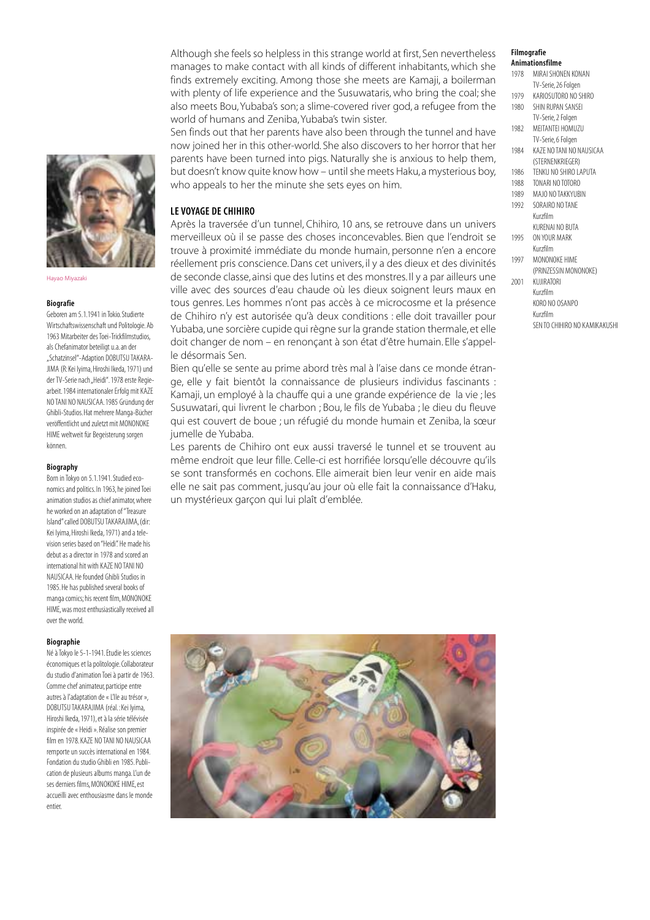Although she feels so helpless in this strange world at first, Sen nevertheless manages to make contact with all kinds of different inhabitants, which she finds extremely exciting. Among those she meets are Kamaji, a boilerman with plenty of life experience and the Susuwataris, who bring the coal; she also meets Bou, Yubaba's son; a slime-covered river god, a refugee from the world of humans and Zeniba, Yubaba's twin sister.

Sen finds out that her parents have also been through the tunnel and have now joined her in this other-world. She also discovers to her horror that her parents have been turned into pigs. Naturally she is anxious to help them, but doesn't know quite know how – until she meets Haku, a mysterious boy, who appeals to her the minute she sets eyes on him.

### LE VOYAGE DE CHIHIRO

Après la traversée d'un tunnel, Chihiro, 10 ans, se retrouve dans un univers merveilleux où il se passe des choses inconcevables. Bien que l'endroit se trouve à proximité immédiate du monde humain, personne n'en a encore réellement pris conscience. Dans cet univers, il y a des dieux et des divinités de seconde classe, ainsi que des lutins et des monstres. Il y a par ailleurs une ville avec des sources d'eau chaude où les dieux soignent leurs maux en tous genres. Les hommes n'ont pas accès à ce microcosme et la présence de Chihiro n'y est autorisée qu'à deux conditions : elle doit travailler pour Yubaba, une sorcière cupide qui règne sur la grande station thermale, et elle doit changer de nom – en renonçant à son état d'être humain. Elle s'appelle désormais Sen.

Bien qu'elle se sente au prime abord très mal à l'aise dans ce monde étrange, elle y fait bientôt la connaissance de plusieurs individus fascinants : Kamaji, un employé à la chauffe qui a une grande expérience de la vie ; les Susuwatari, qui livrent le charbon ; Bou, le fils de Yubaba ; le dieu du fleuve qui est couvert de boue ; un réfugié du monde humain et Zeniba, la sœur jumelle de Yubaba.

Les parents de Chihiro ont eux aussi traversé le tunnel et se trouvent au même endroit que leur fille. Celle-ci est horrifiée lorsqu'elle découvre qu'ils se sont transformés en cochons. Elle aimerait bien leur venir en aide mais elle ne sait pas comment, jusqu'au jour où elle fait la connaissance d'Haku, un mystérieux garçon qui lui plaît d'emblée.

Hayao Miyazaki

#### Biografie

Geboren am 5.1.1941 in Tokio. Studierte Wirtschaftswissenschaft und Politologie. Ab 1963 Mitarbeiter des Toei-Trickfilmstudios, als Chefanimator beteiligt u.a. an der „Schatzinsel"-Adaption DOBUTSU TAKARAJIMA (R: Kei Iyima, Hiroshi Ikeda, 1971) und der TV-Serie nach „Heidi". 1978 erste Regiearbeit. 1984 internationaler Erfolg mit KAZE NO TANI NO NAUSICAA. 1985 Gründung der Ghibli-Studios. Hat mehrere Manga-Bücher veröffentlicht und zuletzt mit MONONOKE HIME weltweit für Begeisterung sorgen können.

#### Biography

Born in Tokyo on 5.1.1941. Studied economics and politics. In 1963, he joined Toei animation studios as chief animator, where he worked on an adaptation of "Treasure Island" called DOBUTSU TAKARAJIMA, (dir: Kei Iyima, Hiroshi Ikeda, 1971) and a television series based on "Heidi." He made his debut as a director in 1978 and scored an international hit with KAZE NO TANI NO NAUSICAA. He founded Ghibli Studios in 1985. He has published several books of manga comics; his recent film, MONONOKE HIME, was most enthusiastically received all over the world.

#### Biographie

Né à Tokyo le 5-1-1941. Etudie les sciences économiques et la politologie. Collaborateur du studio d'animation Toei à partir de 1963. Comme chef animateur, participe entre autres à l'adaptation de « L'Ile au trésor », DOBUTSU TAKARAJIMA (réal. : Kei Iyima, Hiroshi Ikeda, 1971), et à la série télévisée inspirée de « Heidi ». Réalise son premier film en 1978. KAZE NO TANI NO NAUSICAA remporte un succès international en 1984. Fondation du studio Ghibli en 1985. Publication de plusieurs albums manga. L'un de ses derniers films, MONOKOKE HIME, est accueilli avec enthousiasme dans le monde entier.

#### Filmografie
**Animationsfilme**

1978 MIRAI SHONEN KONAN
TV-Serie, 26 Folgen
1979 KARIOSUTORO NO SHIRO
1980 SHIN RUPAN SANSEI
TV-Serie, 2 Folgen
1982 MEITANTEI HOMUZU
TV-Serie, 6 Folgen
1984 KAZE NO TANI NO NAUSICAA
(STERNENKRIEGER)
1986 TENKU NO SHIRO LAPUTA
1988 TONARI NO TOTORO
1989 MAJO NO TAKKYUBIN
1992 SORAIRO NO TANE
Kurzfilm
KURENAI NO BUTA
1995 ON YOUR MARK
Kurzfilm
1997 MONONOKE HIME
(PRINZESSIN MONONOKE)
2001 KUJIRATORI
Kurzfilm
KORO NO OSANPO
Kurzfilm
SEN TO CHIHIRO NO KAMIKAKUSHI